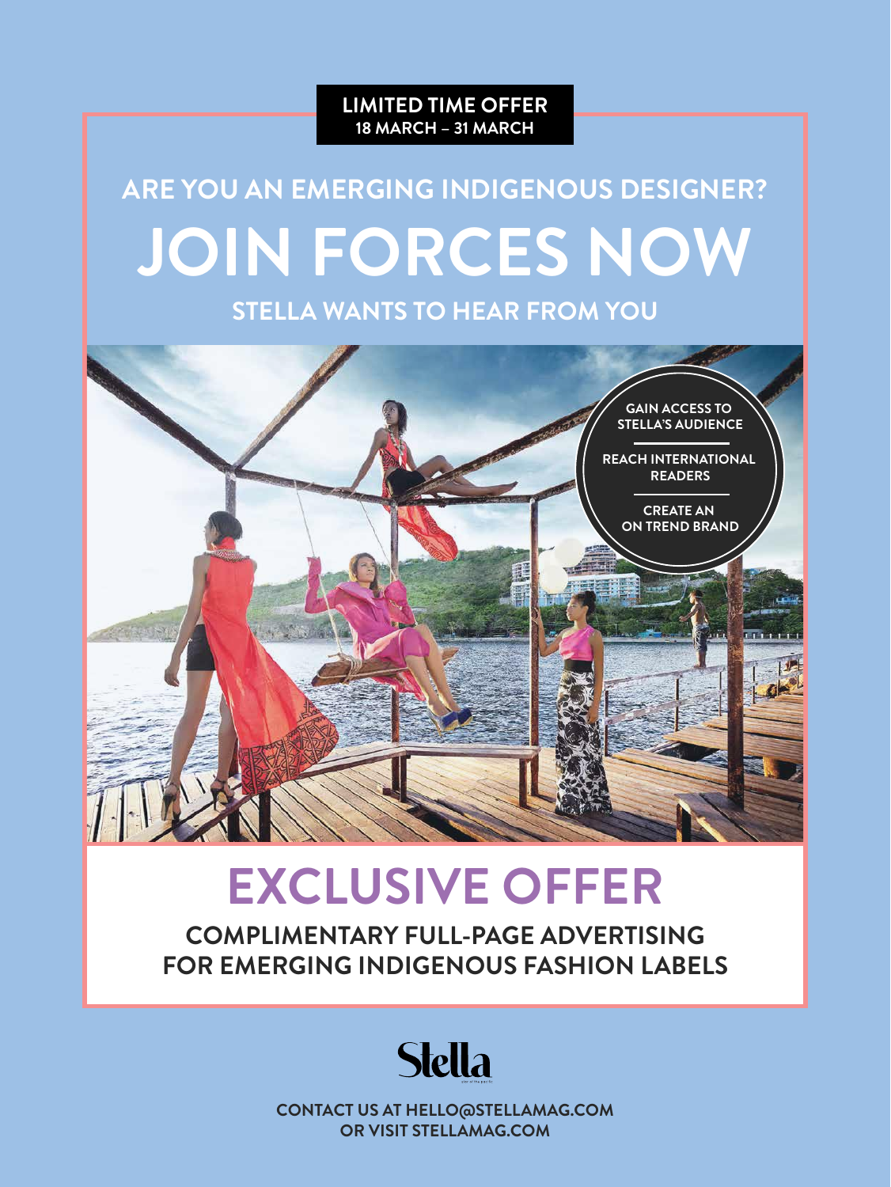**LIMITED TIME OFFER**
**18 MARCH – 31 MARCH**

## ARE YOU AN EMERGING INDIGENOUS DESIGNER?

# JOIN FORCES NOW

## STELLA WANTS TO HEAR FROM YOU

- GAIN ACCESS TO STELLA'S AUDIENCE
- REACH INTERNATIONAL READERS
- CREATE AN ON TREND BRAND

# EXCLUSIVE OFFER

**COMPLIMENTARY FULL-PAGE ADVERTISING FOR EMERGING INDIGENOUS FASHION LABELS**

**Stella**

CONTACT US AT HELLO@STELLAMAG.COM
OR VISIT STELLAMAG.COM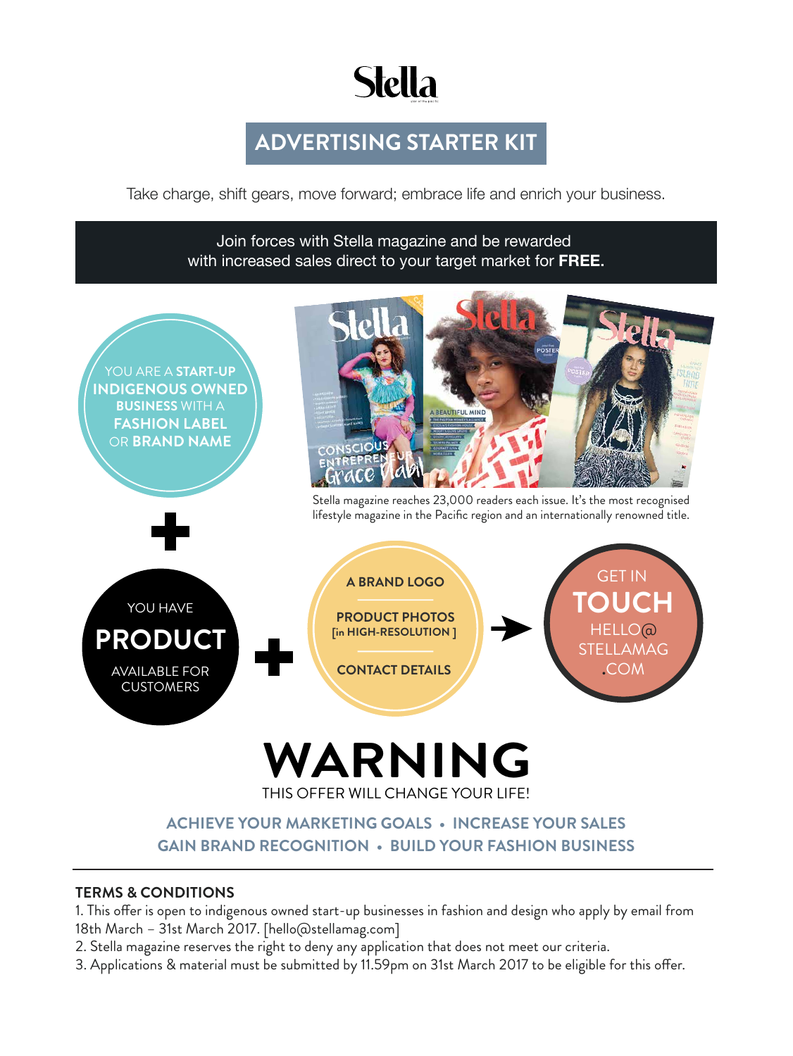# Stella

## ADVERTISING STARTER KIT

Take charge, shift gears, move forward; embrace life and enrich your business.

Join forces with Stella magazine and be rewarded
with increased sales direct to your target market for **FREE.**

YOU ARE A **START-UP INDIGENOUS OWNED BUSINESS** WITH A **FASHION LABEL** OR **BRAND NAME**

Stella magazine reaches 23,000 readers each issue. It's the most recognised lifestyle magazine in the Pacific region and an internationally renowned title.

+

YOU HAVE **PRODUCT** AVAILABLE FOR CUSTOMERS

+

**A BRAND LOGO**

**PRODUCT PHOTOS [in HIGH-RESOLUTION ]**

**CONTACT DETAILS**

GET IN **TOUCH** HELLO@ STELLAMAG .COM

# WARNING

THIS OFFER WILL CHANGE YOUR LIFE!

**ACHIEVE YOUR MARKETING GOALS • INCREASE YOUR SALES**
**GAIN BRAND RECOGNITION • BUILD YOUR FASHION BUSINESS**

---

**TERMS & CONDITIONS**

1. This offer is open to indigenous owned start-up businesses in fashion and design who apply by email from 18th March – 31st March 2017. [hello@stellamag.com]
2. Stella magazine reserves the right to deny any application that does not meet our criteria.
3. Applications & material must be submitted by 11.59pm on 31st March 2017 to be eligible for this offer.